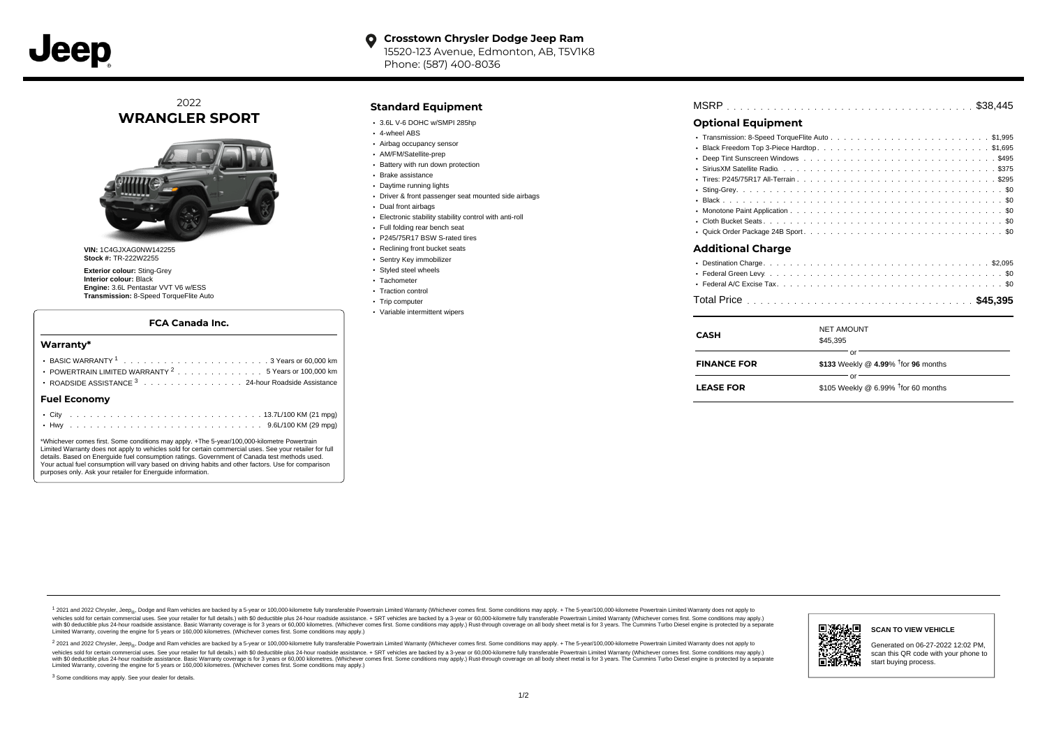# Jeep

**Crosstown Chrysler Dodge Jeep Ram**
15520-123 Avenue, Edmonton, AB, T5V1K8
Phone: (587) 400-8036

## 2022 WRANGLER SPORT

**VIN:** 1C4GJXAG0NW142255
**Stock #:** TR-222W2255

**Exterior colour:** Sting-Grey
**Interior colour:** Black
**Engine:** 3.6L Pentastar VVT V6 w/ESS
**Transmission:** 8-Speed TorqueFlite Auto

### FCA Canada Inc.

#### Warranty*

- BASIC WARRANTY [1] . . . 3 Years or 60,000 km
- POWERTRAIN LIMITED WARRANTY [2] . . . 5 Years or 100,000 km
- ROADSIDE ASSISTANCE [3] . . . 24-hour Roadside Assistance

#### Fuel Economy

- City . . . 13.7L/100 KM (21 mpg)
- Hwy . . . 9.6L/100 KM (29 mpg)

*Whichever comes first. Some conditions may apply. +The 5-year/100,000-kilometre Powertrain Limited Warranty does not apply to vehicles sold for certain commercial uses. See your retailer for full details. Based on Energuide fuel consumption ratings. Government of Canada test methods used. Your actual fuel consumption will vary based on driving habits and other factors. Use for comparison purposes only. Ask your retailer for Energuide information.

### Standard Equipment

- 3.6L V-6 DOHC w/SMPI 285hp
- 4-wheel ABS
- Airbag occupancy sensor
- AM/FM/Satellite-prep
- Battery with run down protection
- Brake assistance
- Daytime running lights
- Driver & front passenger seat mounted side airbags
- Dual front airbags
- Electronic stability stability control with anti-roll
- Full folding rear bench seat
- P245/75R17 BSW S-rated tires
- Reclining front bucket seats
- Sentry Key immobilizer
- Styled steel wheels
- Tachometer
- Traction control
- Trip computer
- Variable intermittent wipers

MSRP . . . $38,445

### Optional Equipment

- Transmission: 8-Speed TorqueFlite Auto . . . $1,995
- Black Freedom Top 3-Piece Hardtop . . . $1,695
- Deep Tint Sunscreen Windows . . . $495
- SiriusXM Satellite Radio . . . $375
- Tires: P245/75R17 All-Terrain . . . $295
- Sting-Grey . . . $0
- Black . . . $0
- Monotone Paint Application . . . $0
- Cloth Bucket Seats . . . $0
- Quick Order Package 24B Sport . . . $0

### Additional Charge

- Destination Charge . . . $2,095
- Federal Green Levy . . . $0
- Federal A/C Excise Tax . . . $0

Total Price . . . **$45,395**

| | |
|---|---|
| **CASH** | NET AMOUNT<br>$45,395 |
| | or |
| **FINANCE FOR** | **$133** Weekly @ **4.99**% †for **96** months |
| | or |
| **LEASE FOR** | $105 Weekly @ 6.99% †for 60 months |

[1] 2021 and 2022 Chrysler, Jeep®, Dodge and Ram vehicles are backed by a 5-year or 100,000-kilometre fully transferable Powertrain Limited Warranty (Whichever comes first. Some conditions may apply. + The 5-year/100,000-kilometre Powertrain Limited Warranty does not apply to vehicles sold for certain commercial uses. See your retailer for full details.) with $0 deductible plus 24-hour roadside assistance. + SRT vehicles are backed by a 3-year or 60,000-kilometre fully transferable Powertrain Limited Warranty (Whichever comes first. Some conditions may apply.) with $0 deductible plus 24-hour roadside assistance. Basic Warranty coverage is for 3 years or 60,000 kilometres. (Whichever comes first. Some conditions may apply.) Rust-through coverage on all body sheet metal is for 3 years. The Cummins Turbo Diesel engine is protected by a separate Limited Warranty, covering the engine for 5 years or 160,000 kilometres. (Whichever comes first. Some conditions may apply.)

[2] 2021 and 2022 Chrysler, Jeep®, Dodge and Ram vehicles are backed by a 5-year or 100,000-kilometre fully transferable Powertrain Limited Warranty (Whichever comes first. Some conditions may apply. + The 5-year/100,000-kilometre Powertrain Limited Warranty does not apply to vehicles sold for certain commercial uses. See your retailer for full details.) with $0 deductible plus 24-hour roadside assistance. + SRT vehicles are backed by a 3-year or 60,000-kilometre fully transferable Powertrain Limited Warranty (Whichever comes first. Some conditions may apply.) with $0 deductible plus 24-hour roadside assistance. Basic Warranty coverage is for 3 years or 60,000 kilometres. (Whichever comes first. Some conditions may apply.) Rust-through coverage on all body sheet metal is for 3 years. The Cummins Turbo Diesel engine is protected by a separate Limited Warranty, covering the engine for 5 years or 160,000 kilometres. (Whichever comes first. Some conditions may apply.)

[3] Some conditions may apply. See your dealer for details.

**SCAN TO VIEW VEHICLE**

Generated on 06-27-2022 12:02 PM, scan this QR code with your phone to start buying process.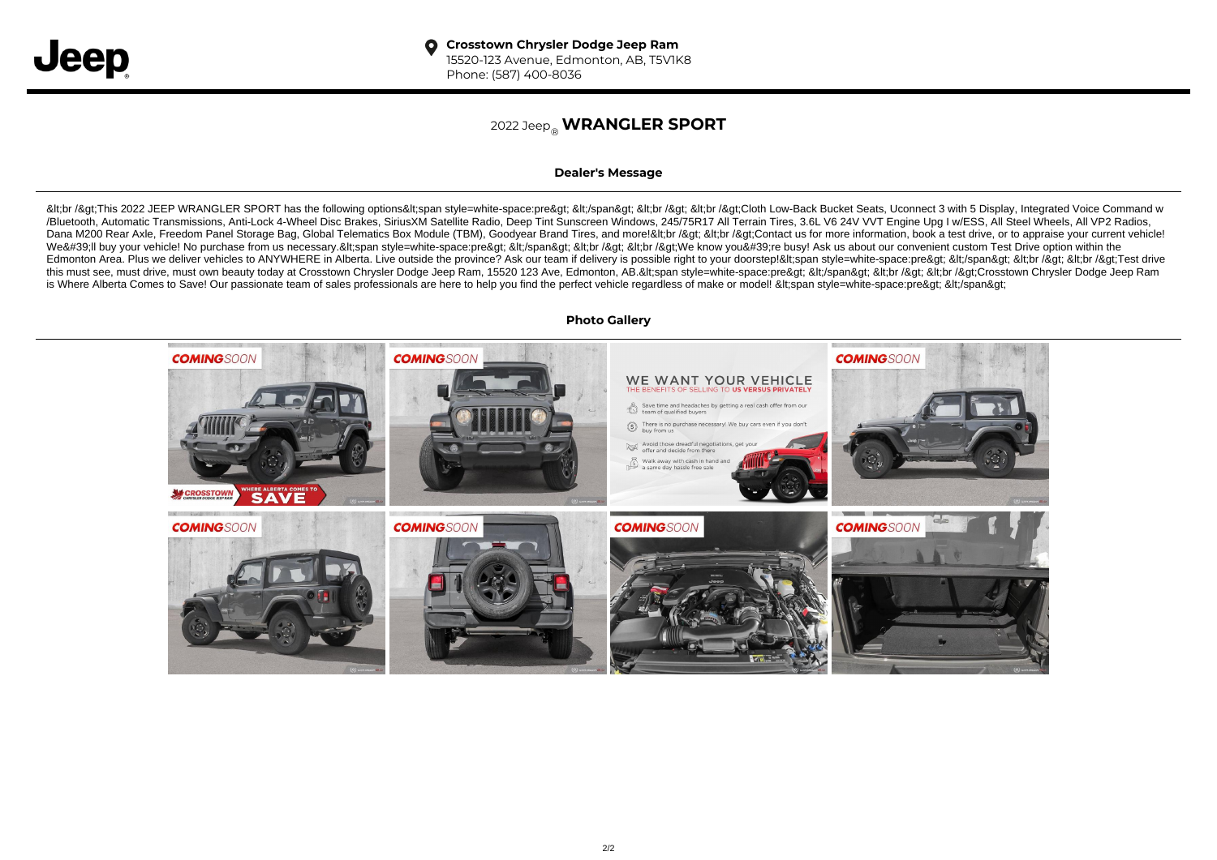**Crosstown Chrysler Dodge Jeep Ram**
15520-123 Avenue, Edmonton, AB, T5V1K8
Phone: (587) 400-8036

# 2022 Jeep® **WRANGLER SPORT**

## Dealer's Message

&lt;br /&gt;This 2022 JEEP WRANGLER SPORT has the following options&lt;span style=white-space:pre&gt; &lt;/span&gt; &lt;br /&gt; &lt;br /&gt;Cloth Low-Back Bucket Seats, Uconnect 3 with 5 Display, Integrated Voice Command w /Bluetooth, Automatic Transmissions, Anti-Lock 4-Wheel Disc Brakes, SiriusXM Satellite Radio, Deep Tint Sunscreen Windows, 245/75R17 All Terrain Tires, 3.6L V6 24V VVT Engine Upg I w/ESS, All Steel Wheels, All VP2 Radios, Dana M200 Rear Axle, Freedom Panel Storage Bag, Global Telematics Box Module (TBM), Goodyear Brand Tires, and more!&lt;br /&gt; &lt;br /&gt;Contact us for more information, book a test drive, or to appraise your current vehicle! We&#39;ll buy your vehicle! No purchase from us necessary.&lt;span style=white-space:pre&gt; &lt;/span&gt; &lt;br /&gt; &lt;br /&gt;We know you&#39;re busy! Ask us about our convenient custom Test Drive option within the Edmonton Area. Plus we deliver vehicles to ANYWHERE in Alberta. Live outside the province? Ask our team if delivery is possible right to your doorstep!&lt;span style=white-space:pre&gt; &lt;/span&gt; &lt;br /&gt; &lt;br /&gt;Test drive this must see, must drive, must own beauty today at Crosstown Chrysler Dodge Jeep Ram, 15520 123 Ave, Edmonton, AB.&lt;span style=white-space:pre&gt; &lt;/span&gt; &lt;br /&gt; &lt;br /&gt;Crosstown Chrysler Dodge Jeep Ram is Where Alberta Comes to Save! Our passionate team of sales professionals are here to help you find the perfect vehicle regardless of make or model! &lt;span style=white-space:pre&gt; &lt;/span&gt;

## Photo Gallery